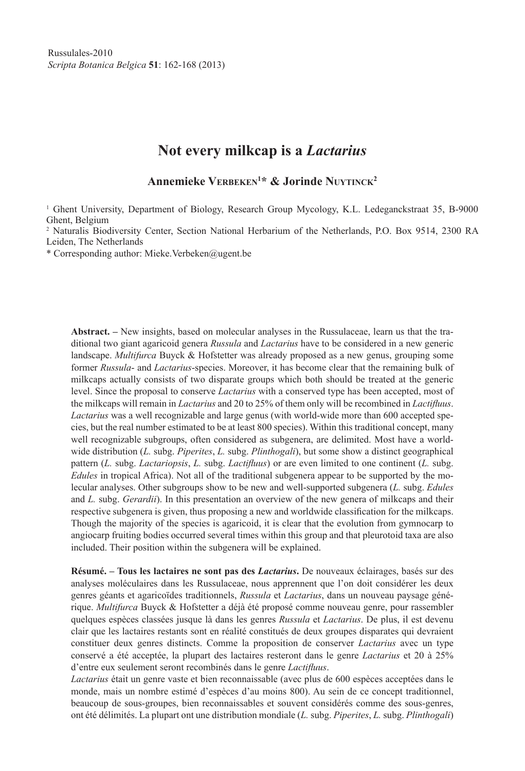Russulales-2010
*Scripta Botanica Belgica* **51**: 162-168 (2013)

# Not every milkcap is a *Lactarius*

**Annemieke Verbeken[1]* & Jorinde Nuytinck[2]**

[1] Ghent University, Department of Biology, Research Group Mycology, K.L. Ledeganckstraat 35, B-9000 Ghent, Belgium

[2] Naturalis Biodiversity Center, Section National Herbarium of the Netherlands, P.O. Box 9514, 2300 RA Leiden, The Netherlands

* Corresponding author: Mieke.Verbeken@ugent.be

**Abstract. –** New insights, based on molecular analyses in the Russulaceae, learn us that the traditional two giant agaricoid genera *Russula* and *Lactarius* have to be considered in a new generic landscape. *Multifurca* Buyck & Hofstetter was already proposed as a new genus, grouping some former *Russula*- and *Lactarius*-species. Moreover, it has become clear that the remaining bulk of milkcaps actually consists of two disparate groups which both should be treated at the generic level. Since the proposal to conserve *Lactarius* with a conserved type has been accepted, most of the milkcaps will remain in *Lactarius* and 20 to 25% of them only will be recombined in *Lactifluus*. *Lactarius* was a well recognizable and large genus (with world-wide more than 600 accepted species, but the real number estimated to be at least 800 species). Within this traditional concept, many well recognizable subgroups, often considered as subgenera, are delimited. Most have a worldwide distribution (*L.* subg. *Piperites*, *L.* subg. *Plinthogali*), but some show a distinct geographical pattern (*L.* subg. *Lactariopsis*, *L.* subg. *Lactifluus*) or are even limited to one continent (*L.* subg. *Edules* in tropical Africa). Not all of the traditional subgenera appear to be supported by the molecular analyses. Other subgroups show to be new and well-supported subgenera (*L.* subg. *Edules* and *L.* subg. *Gerardii*). In this presentation an overview of the new genera of milkcaps and their respective subgenera is given, thus proposing a new and worldwide classification for the milkcaps. Though the majority of the species is agaricoid, it is clear that the evolution from gymnocarp to angiocarp fruiting bodies occurred several times within this group and that pleurotoid taxa are also included. Their position within the subgenera will be explained.

**Résumé. – Tous les lactaires ne sont pas des *Lactarius*.** De nouveaux éclairages, basés sur des analyses moléculaires dans les Russulaceae, nous apprennent que l'on doit considérer les deux genres géants et agaricoïdes traditionnels, *Russula* et *Lactarius*, dans un nouveau paysage générique. *Multifurca* Buyck & Hofstetter a déjà été proposé comme nouveau genre, pour rassembler quelques espèces classées jusque là dans les genres *Russula* et *Lactarius*. De plus, il est devenu clair que les lactaires restants sont en réalité constitués de deux groupes disparates qui devraient constituer deux genres distincts. Comme la proposition de conserver *Lactarius* avec un type conservé a été acceptée, la plupart des lactaires resteront dans le genre *Lactarius* et 20 à 25% d'entre eux seulement seront recombinés dans le genre *Lactifluus*.

*Lactarius* était un genre vaste et bien reconnaissable (avec plus de 600 espèces acceptées dans le monde, mais un nombre estimé d'espèces d'au moins 800). Au sein de ce concept traditionnel, beaucoup de sous-groupes, bien reconnaissables et souvent considérés comme des sous-genres, ont été délimités. La plupart ont une distribution mondiale (*L.* subg. *Piperites*, *L.* subg. *Plinthogali*)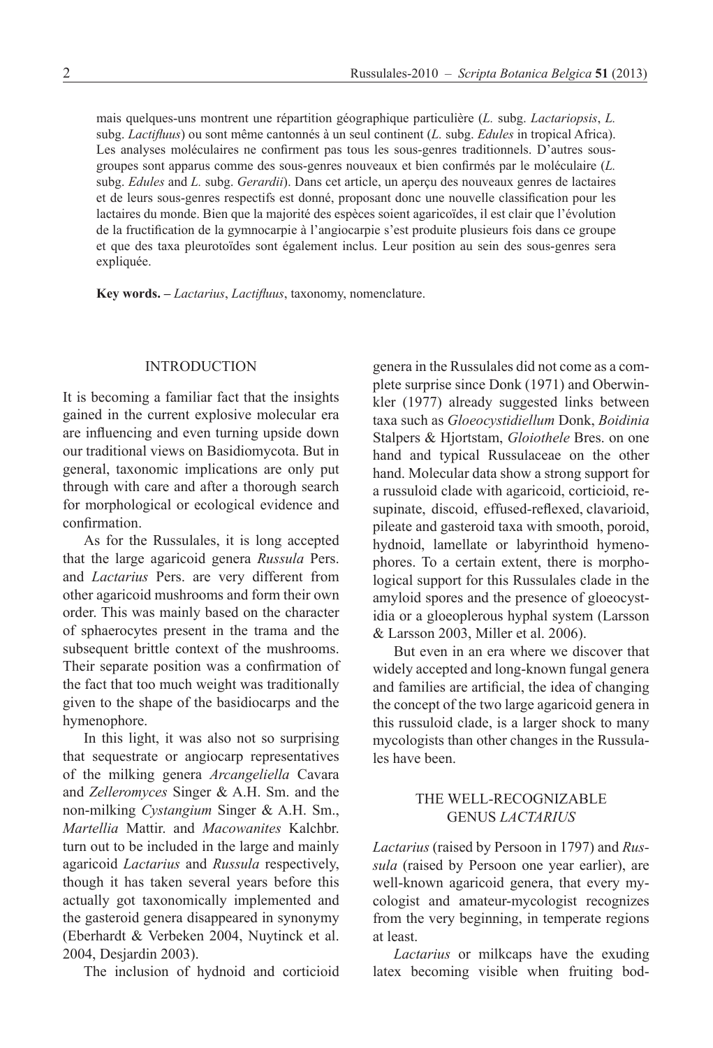mais quelques-uns montrent une répartition géographique particulière (*L.* subg. *Lactariopsis*, *L.* subg. *Lactifluus*) ou sont même cantonnés à un seul continent (*L.* subg. *Edules* in tropical Africa). Les analyses moléculaires ne confirment pas tous les sous-genres traditionnels. D'autres sous-groupes sont apparus comme des sous-genres nouveaux et bien confirmés par le moléculaire (*L.* subg. *Edules* and *L.* subg. *Gerardii*). Dans cet article, un aperçu des nouveaux genres de lactaires et de leurs sous-genres respectifs est donné, proposant donc une nouvelle classification pour les lactaires du monde. Bien que la majorité des espèces soient agaricoïdes, il est clair que l'évolution de la fructification de la gymnocarpie à l'angiocarpie s'est produite plusieurs fois dans ce groupe et que des taxa pleurotoïdes sont également inclus. Leur position au sein des sous-genres sera expliquée.

**Key words. –** *Lactarius*, *Lactifluus*, taxonomy, nomenclature.

## INTRODUCTION

It is becoming a familiar fact that the insights gained in the current explosive molecular era are influencing and even turning upside down our traditional views on Basidiomycota. But in general, taxonomic implications are only put through with care and after a thorough search for morphological or ecological evidence and confirmation.

As for the Russulales, it is long accepted that the large agaricoid genera *Russula* Pers. and *Lactarius* Pers. are very different from other agaricoid mushrooms and form their own order. This was mainly based on the character of sphaerocytes present in the trama and the subsequent brittle context of the mushrooms. Their separate position was a confirmation of the fact that too much weight was traditionally given to the shape of the basidiocarps and the hymenophore.

In this light, it was also not so surprising that sequestrate or angiocarp representatives of the milking genera *Arcangeliella* Cavara and *Zelleromyces* Singer & A.H. Sm. and the non-milking *Cystangium* Singer & A.H. Sm., *Martellia* Mattir. and *Macowanites* Kalchbr. turn out to be included in the large and mainly agaricoid *Lactarius* and *Russula* respectively, though it has taken several years before this actually got taxonomically implemented and the gasteroid genera disappeared in synonymy (Eberhardt & Verbeken 2004, Nuytinck et al. 2004, Desjardin 2003).

The inclusion of hydnoid and corticioid genera in the Russulales did not come as a complete surprise since Donk (1971) and Oberwinkler (1977) already suggested links between taxa such as *Gloeocystidiellum* Donk, *Boidinia* Stalpers & Hjortstam, *Gloiothele* Bres. on one hand and typical Russulaceae on the other hand. Molecular data show a strong support for a russuloid clade with agaricoid, corticioid, resupinate, discoid, effused-reflexed, clavarioid, pileate and gasteroid taxa with smooth, poroid, hydnoid, lamellate or labyrinthoid hymenophores. To a certain extent, there is morphological support for this Russulales clade in the amyloid spores and the presence of gloeocystidia or a gloeoplerous hyphal system (Larsson & Larsson 2003, Miller et al. 2006).

But even in an era where we discover that widely accepted and long-known fungal genera and families are artificial, the idea of changing the concept of the two large agaricoid genera in this russuloid clade, is a larger shock to many mycologists than other changes in the Russulales have been.

## THE WELL-RECOGNIZABLE GENUS *LACTARIUS*

*Lactarius* (raised by Persoon in 1797) and *Russula* (raised by Persoon one year earlier), are well-known agaricoid genera, that every mycologist and amateur-mycologist recognizes from the very beginning, in temperate regions at least.

*Lactarius* or milkcaps have the exuding latex becoming visible when fruiting bod-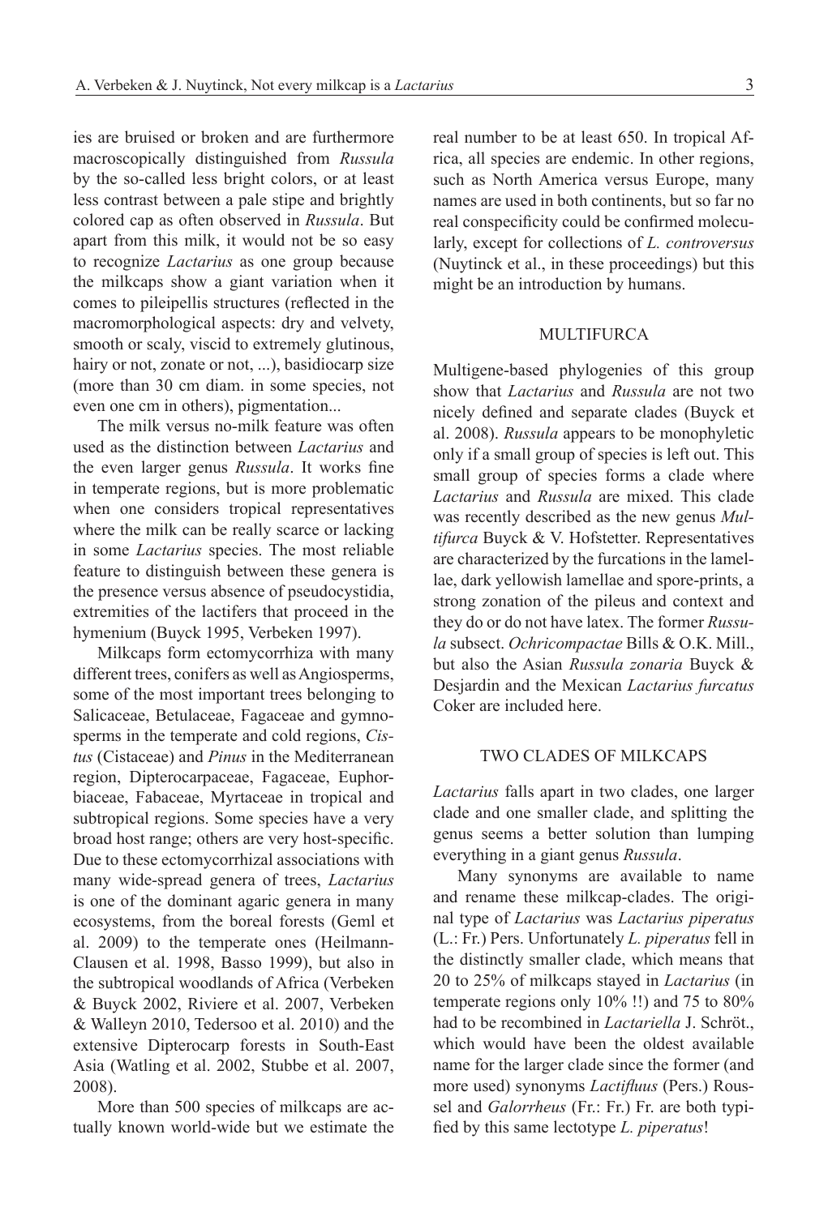ies are bruised or broken and are furthermore macroscopically distinguished from *Russula* by the so-called less bright colors, or at least less contrast between a pale stipe and brightly colored cap as often observed in *Russula*. But apart from this milk, it would not be so easy to recognize *Lactarius* as one group because the milkcaps show a giant variation when it comes to pileipellis structures (reflected in the macromorphological aspects: dry and velvety, smooth or scaly, viscid to extremely glutinous, hairy or not, zonate or not, ...), basidiocarp size (more than 30 cm diam. in some species, not even one cm in others), pigmentation...

The milk versus no-milk feature was often used as the distinction between *Lactarius* and the even larger genus *Russula*. It works fine in temperate regions, but is more problematic when one considers tropical representatives where the milk can be really scarce or lacking in some *Lactarius* species. The most reliable feature to distinguish between these genera is the presence versus absence of pseudocystidia, extremities of the lactifers that proceed in the hymenium (Buyck 1995, Verbeken 1997).

Milkcaps form ectomycorrhiza with many different trees, conifers as well as Angiosperms, some of the most important trees belonging to Salicaceae, Betulaceae, Fagaceae and gymnosperms in the temperate and cold regions, *Cistus* (Cistaceae) and *Pinus* in the Mediterranean region, Dipterocarpaceae, Fagaceae, Euphorbiaceae, Fabaceae, Myrtaceae in tropical and subtropical regions. Some species have a very broad host range; others are very host-specific. Due to these ectomycorrhizal associations with many wide-spread genera of trees, *Lactarius* is one of the dominant agaric genera in many ecosystems, from the boreal forests (Geml et al. 2009) to the temperate ones (Heilmann-Clausen et al. 1998, Basso 1999), but also in the subtropical woodlands of Africa (Verbeken & Buyck 2002, Riviere et al. 2007, Verbeken & Walleyn 2010, Tedersoo et al. 2010) and the extensive Dipterocarp forests in South-East Asia (Watling et al. 2002, Stubbe et al. 2007, 2008).

More than 500 species of milkcaps are actually known world-wide but we estimate the real number to be at least 650. In tropical Africa, all species are endemic. In other regions, such as North America versus Europe, many names are used in both continents, but so far no real conspecificity could be confirmed molecularly, except for collections of *L. controversus* (Nuytinck et al., in these proceedings) but this might be an introduction by humans.

## MULTIFURCA

Multigene-based phylogenies of this group show that *Lactarius* and *Russula* are not two nicely defined and separate clades (Buyck et al. 2008). *Russula* appears to be monophyletic only if a small group of species is left out. This small group of species forms a clade where *Lactarius* and *Russula* are mixed. This clade was recently described as the new genus *Multifurca* Buyck & V. Hofstetter. Representatives are characterized by the furcations in the lamellae, dark yellowish lamellae and spore-prints, a strong zonation of the pileus and context and they do or do not have latex. The former *Russula* subsect. *Ochricompactae* Bills & O.K. Mill., but also the Asian *Russula zonaria* Buyck & Desjardin and the Mexican *Lactarius furcatus* Coker are included here.

## TWO CLADES OF MILKCAPS

*Lactarius* falls apart in two clades, one larger clade and one smaller clade, and splitting the genus seems a better solution than lumping everything in a giant genus *Russula*.

Many synonyms are available to name and rename these milkcap-clades. The original type of *Lactarius* was *Lactarius piperatus* (L.: Fr.) Pers. Unfortunately *L. piperatus* fell in the distinctly smaller clade, which means that 20 to 25% of milkcaps stayed in *Lactarius* (in temperate regions only 10% !!) and 75 to 80% had to be recombined in *Lactariella* J. Schröt., which would have been the oldest available name for the larger clade since the former (and more used) synonyms *Lactifluus* (Pers.) Roussel and *Galorrheus* (Fr.: Fr.) Fr. are both typified by this same lectotype *L. piperatus*!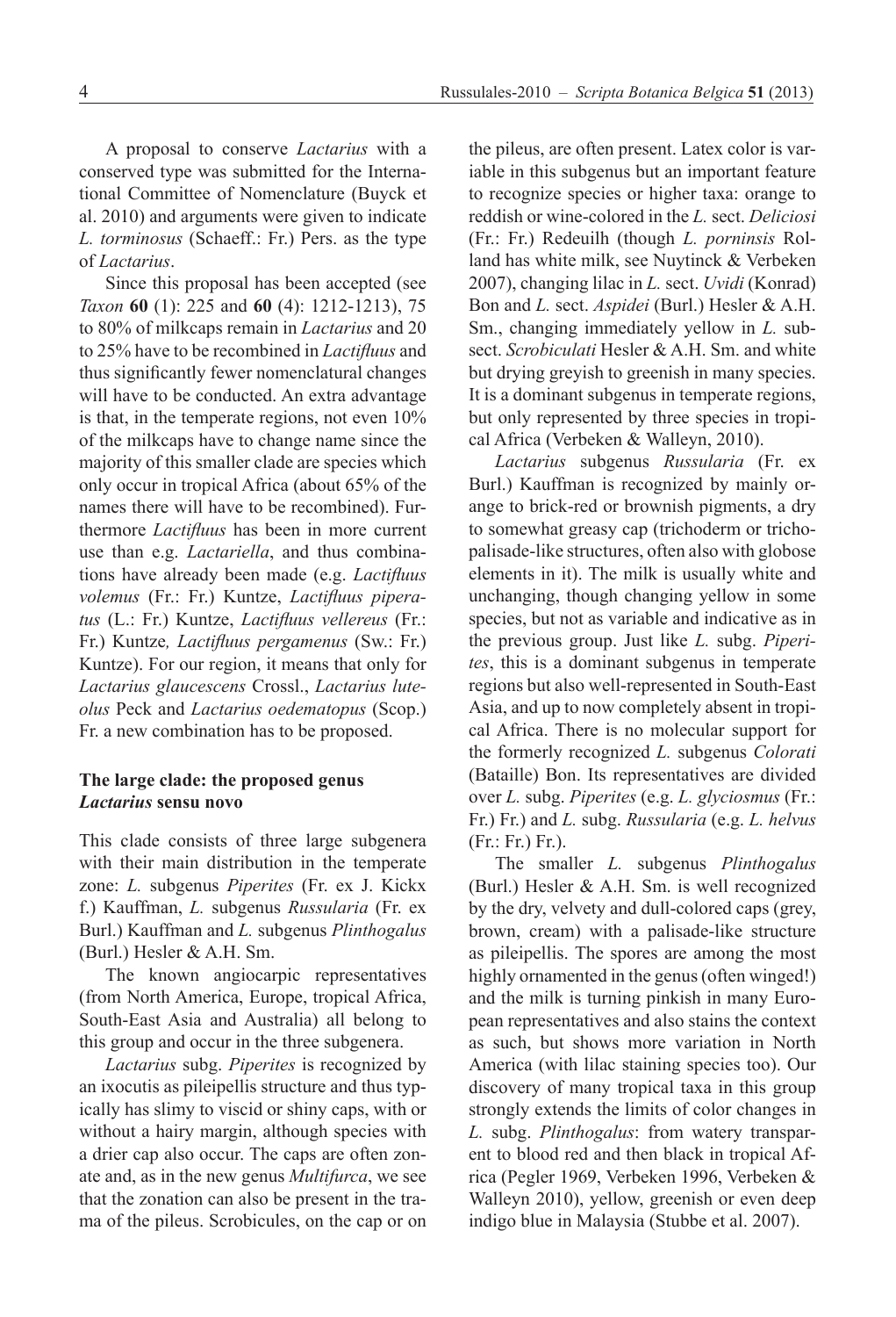A proposal to conserve *Lactarius* with a conserved type was submitted for the International Committee of Nomenclature (Buyck et al. 2010) and arguments were given to indicate *L. torminosus* (Schaeff.: Fr.) Pers. as the type of *Lactarius*.

Since this proposal has been accepted (see *Taxon* **60** (1): 225 and **60** (4): 1212-1213), 75 to 80% of milkcaps remain in *Lactarius* and 20 to 25% have to be recombined in *Lactifluus* and thus significantly fewer nomenclatural changes will have to be conducted. An extra advantage is that, in the temperate regions, not even 10% of the milkcaps have to change name since the majority of this smaller clade are species which only occur in tropical Africa (about 65% of the names there will have to be recombined). Furthermore *Lactifluus* has been in more current use than e.g. *Lactariella*, and thus combinations have already been made (e.g. *Lactifluus volemus* (Fr.: Fr.) Kuntze, *Lactifluus piperatus* (L.: Fr.) Kuntze, *Lactifluus vellereus* (Fr.: Fr.) Kuntze, *Lactifluus pergamenus* (Sw.: Fr.) Kuntze). For our region, it means that only for *Lactarius glaucescens* Crossl., *Lactarius luteolus* Peck and *Lactarius oedematopus* (Scop.) Fr. a new combination has to be proposed.

### The large clade: the proposed genus *Lactarius* sensu novo

This clade consists of three large subgenera with their main distribution in the temperate zone: *L.* subgenus *Piperites* (Fr. ex J. Kickx f.) Kauffman, *L.* subgenus *Russularia* (Fr. ex Burl.) Kauffman and *L.* subgenus *Plinthogalus* (Burl.) Hesler & A.H. Sm.

The known angiocarpic representatives (from North America, Europe, tropical Africa, South-East Asia and Australia) all belong to this group and occur in the three subgenera.

*Lactarius* subg. *Piperites* is recognized by an ixocutis as pileipellis structure and thus typically has slimy to viscid or shiny caps, with or without a hairy margin, although species with a drier cap also occur. The caps are often zonate and, as in the new genus *Multifurca*, we see that the zonation can also be present in the trama of the pileus. Scrobicules, on the cap or on the pileus, are often present. Latex color is variable in this subgenus but an important feature to recognize species or higher taxa: orange to reddish or wine-colored in the *L.* sect. *Deliciosi* (Fr.: Fr.) Redeuilh (though *L. porninsis* Rolland has white milk, see Nuytinck & Verbeken 2007), changing lilac in *L.* sect. *Uvidi* (Konrad) Bon and *L.* sect. *Aspidei* (Burl.) Hesler & A.H. Sm., changing immediately yellow in *L.* subsect. *Scrobiculati* Hesler & A.H. Sm. and white but drying greyish to greenish in many species. It is a dominant subgenus in temperate regions, but only represented by three species in tropical Africa (Verbeken & Walleyn, 2010).

*Lactarius* subgenus *Russularia* (Fr. ex Burl.) Kauffman is recognized by mainly orange to brick-red or brownish pigments, a dry to somewhat greasy cap (trichoderm or trichopalisade-like structures, often also with globose elements in it). The milk is usually white and unchanging, though changing yellow in some species, but not as variable and indicative as in the previous group. Just like *L.* subg. *Piperites*, this is a dominant subgenus in temperate regions but also well-represented in South-East Asia, and up to now completely absent in tropical Africa. There is no molecular support for the formerly recognized *L.* subgenus *Colorati* (Bataille) Bon. Its representatives are divided over *L.* subg. *Piperites* (e.g. *L. glyciosmus* (Fr.: Fr.) Fr.) and *L.* subg. *Russularia* (e.g. *L. helvus* (Fr.: Fr.) Fr.).

The smaller *L.* subgenus *Plinthogalus* (Burl.) Hesler & A.H. Sm. is well recognized by the dry, velvety and dull-colored caps (grey, brown, cream) with a palisade-like structure as pileipellis. The spores are among the most highly ornamented in the genus (often winged!) and the milk is turning pinkish in many European representatives and also stains the context as such, but shows more variation in North America (with lilac staining species too). Our discovery of many tropical taxa in this group strongly extends the limits of color changes in *L.* subg. *Plinthogalus*: from watery transparent to blood red and then black in tropical Africa (Pegler 1969, Verbeken 1996, Verbeken & Walleyn 2010), yellow, greenish or even deep indigo blue in Malaysia (Stubbe et al. 2007).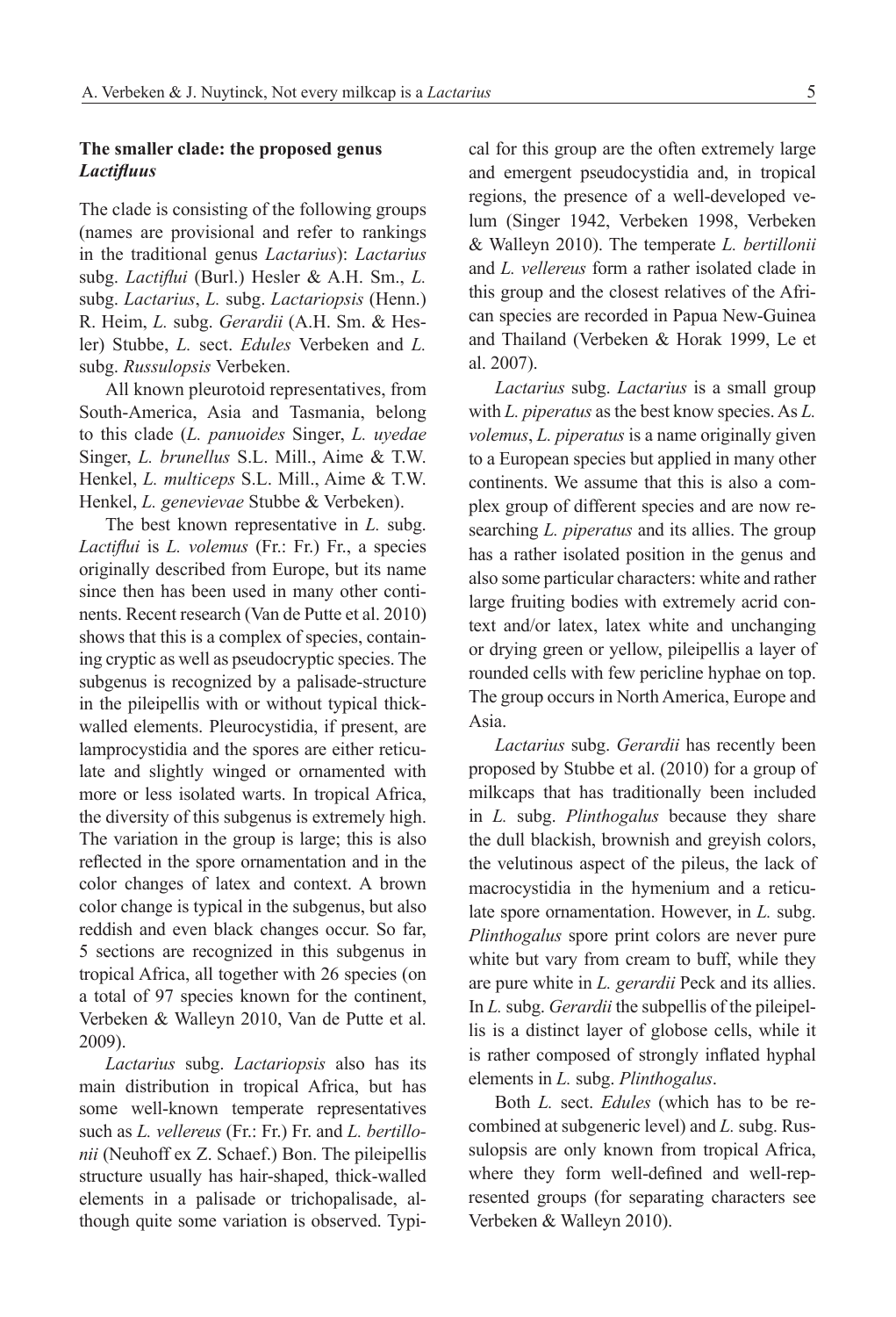### The smaller clade: the proposed genus *Lactifluus*

The clade is consisting of the following groups (names are provisional and refer to rankings in the traditional genus *Lactarius*): *Lactarius* subg. *Lactiflui* (Burl.) Hesler & A.H. Sm., *L.* subg. *Lactarius*, *L.* subg. *Lactariopsis* (Henn.) R. Heim, *L.* subg. *Gerardii* (A.H. Sm. & Hesler) Stubbe, *L.* sect. *Edules* Verbeken and *L.* subg. *Russulopsis* Verbeken.

All known pleurotoid representatives, from South-America, Asia and Tasmania, belong to this clade (*L. panuoides* Singer, *L. uyedae* Singer, *L. brunellus* S.L. Mill., Aime & T.W. Henkel, *L. multiceps* S.L. Mill., Aime & T.W. Henkel, *L. genevievae* Stubbe & Verbeken).

The best known representative in *L.* subg. *Lactiflui* is *L. volemus* (Fr.: Fr.) Fr., a species originally described from Europe, but its name since then has been used in many other continents. Recent research (Van de Putte et al. 2010) shows that this is a complex of species, containing cryptic as well as pseudocryptic species. The subgenus is recognized by a palisade-structure in the pileipellis with or without typical thick-walled elements. Pleurocystidia, if present, are lamprocystidia and the spores are either reticulate and slightly winged or ornamented with more or less isolated warts. In tropical Africa, the diversity of this subgenus is extremely high. The variation in the group is large; this is also reflected in the spore ornamentation and in the color changes of latex and context. A brown color change is typical in the subgenus, but also reddish and even black changes occur. So far, 5 sections are recognized in this subgenus in tropical Africa, all together with 26 species (on a total of 97 species known for the continent, Verbeken & Walleyn 2010, Van de Putte et al. 2009).

*Lactarius* subg. *Lactariopsis* also has its main distribution in tropical Africa, but has some well-known temperate representatives such as *L. vellereus* (Fr.: Fr.) Fr. and *L. bertillonii* (Neuhoff ex Z. Schaef.) Bon. The pileipellis structure usually has hair-shaped, thick-walled elements in a palisade or trichopalisade, although quite some variation is observed. Typical for this group are the often extremely large and emergent pseudocystidia and, in tropical regions, the presence of a well-developed velum (Singer 1942, Verbeken 1998, Verbeken & Walleyn 2010). The temperate *L. bertillonii* and *L. vellereus* form a rather isolated clade in this group and the closest relatives of the African species are recorded in Papua New-Guinea and Thailand (Verbeken & Horak 1999, Le et al. 2007).

*Lactarius* subg. *Lactarius* is a small group with *L. piperatus* as the best know species. As *L. volemus*, *L. piperatus* is a name originally given to a European species but applied in many other continents. We assume that this is also a complex group of different species and are now researching *L. piperatus* and its allies. The group has a rather isolated position in the genus and also some particular characters: white and rather large fruiting bodies with extremely acrid context and/or latex, latex white and unchanging or drying green or yellow, pileipellis a layer of rounded cells with few pericline hyphae on top. The group occurs in North America, Europe and Asia.

*Lactarius* subg. *Gerardii* has recently been proposed by Stubbe et al. (2010) for a group of milkcaps that has traditionally been included in *L.* subg. *Plinthogalus* because they share the dull blackish, brownish and greyish colors, the velutinous aspect of the pileus, the lack of macrocystidia in the hymenium and a reticulate spore ornamentation. However, in *L.* subg. *Plinthogalus* spore print colors are never pure white but vary from cream to buff, while they are pure white in *L. gerardii* Peck and its allies. In *L.* subg. *Gerardii* the subpellis of the pileipellis is a distinct layer of globose cells, while it is rather composed of strongly inflated hyphal elements in *L.* subg. *Plinthogalus*.

Both *L.* sect. *Edules* (which has to be recombined at subgeneric level) and *L.* subg. Russulopsis are only known from tropical Africa, where they form well-defined and well-represented groups (for separating characters see Verbeken & Walleyn 2010).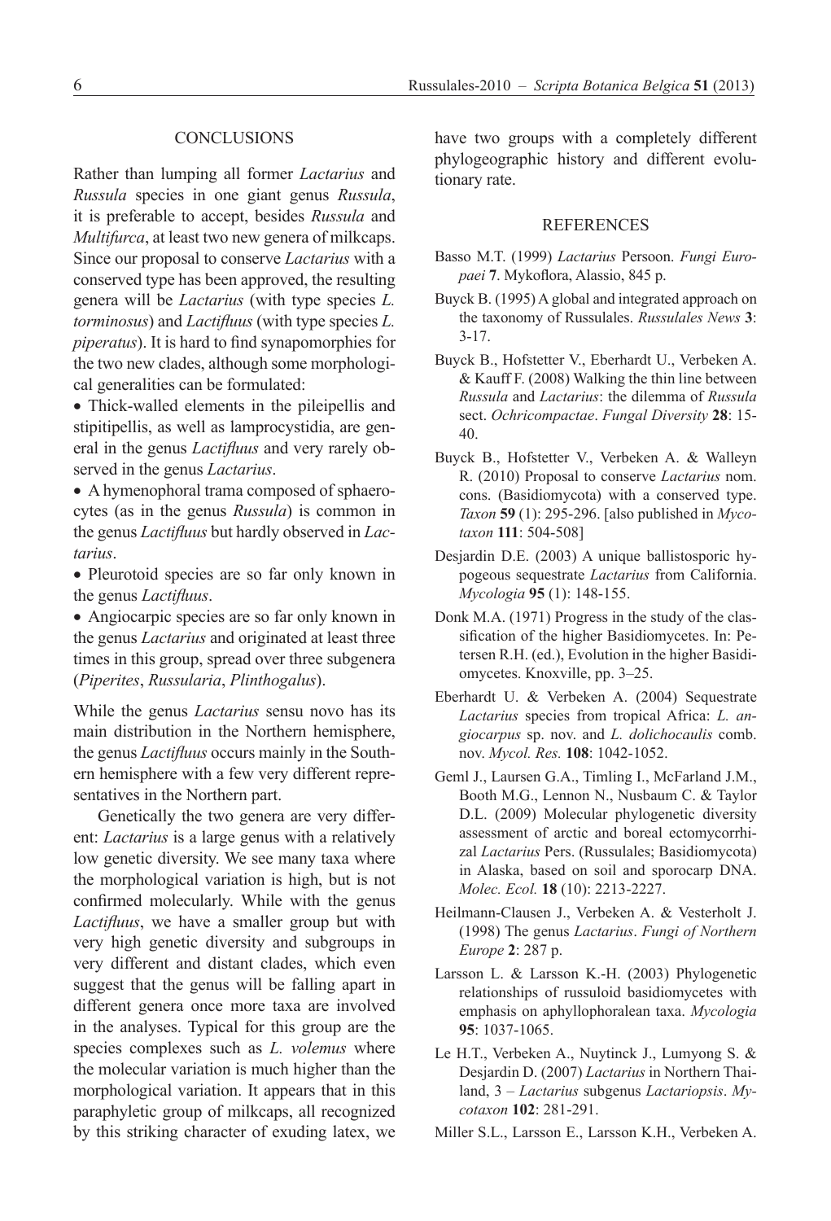## CONCLUSIONS

Rather than lumping all former *Lactarius* and *Russula* species in one giant genus *Russula*, it is preferable to accept, besides *Russula* and *Multifurca*, at least two new genera of milkcaps. Since our proposal to conserve *Lactarius* with a conserved type has been approved, the resulting genera will be *Lactarius* (with type species *L. torminosus*) and *Lactifluus* (with type species *L. piperatus*). It is hard to find synapomorphies for the two new clades, although some morphological generalities can be formulated:

- Thick-walled elements in the pileipellis and stipitipellis, as well as lamprocystidia, are general in the genus *Lactifluus* and very rarely observed in the genus *Lactarius*.
- A hymenophoral trama composed of sphaerocytes (as in the genus *Russula*) is common in the genus *Lactifluus* but hardly observed in *Lactarius*.
- Pleurotoid species are so far only known in the genus *Lactifluus*.
- Angiocarpic species are so far only known in the genus *Lactarius* and originated at least three times in this group, spread over three subgenera (*Piperites*, *Russularia*, *Plinthogalus*).

While the genus *Lactarius* sensu novo has its main distribution in the Northern hemisphere, the genus *Lactifluus* occurs mainly in the Southern hemisphere with a few very different representatives in the Northern part.

Genetically the two genera are very different: *Lactarius* is a large genus with a relatively low genetic diversity. We see many taxa where the morphological variation is high, but is not confirmed molecularly. While with the genus *Lactifluus*, we have a smaller group but with very high genetic diversity and subgroups in very different and distant clades, which even suggest that the genus will be falling apart in different genera once more taxa are involved in the analyses. Typical for this group are the species complexes such as *L. volemus* where the molecular variation is much higher than the morphological variation. It appears that in this paraphyletic group of milkcaps, all recognized by this striking character of exuding latex, we have two groups with a completely different phylogeographic history and different evolutionary rate.

## REFERENCES

Basso M.T. (1999) *Lactarius* Persoon. *Fungi Europaei* **7**. Mykoflora, Alassio, 845 p.

Buyck B. (1995) A global and integrated approach on the taxonomy of Russulales. *Russulales News* **3**: 3-17.

Buyck B., Hofstetter V., Eberhardt U., Verbeken A. & Kauff F. (2008) Walking the thin line between *Russula* and *Lactarius*: the dilemma of *Russula* sect. *Ochricompactae*. *Fungal Diversity* **28**: 15-40.

Buyck B., Hofstetter V., Verbeken A. & Walleyn R. (2010) Proposal to conserve *Lactarius* nom. cons. (Basidiomycota) with a conserved type. *Taxon* **59** (1): 295-296. [also published in *Mycotaxon* **111**: 504-508]

Desjardin D.E. (2003) A unique ballistosporic hypogeous sequestrate *Lactarius* from California. *Mycologia* **95** (1): 148-155.

Donk M.A. (1971) Progress in the study of the classification of the higher Basidiomycetes. In: Petersen R.H. (ed.), Evolution in the higher Basidiomycetes. Knoxville, pp. 3–25.

Eberhardt U. & Verbeken A. (2004) Sequestrate *Lactarius* species from tropical Africa: *L. angiocarpus* sp. nov. and *L. dolichocaulis* comb. nov. *Mycol. Res.* **108**: 1042-1052.

Geml J., Laursen G.A., Timling I., McFarland J.M., Booth M.G., Lennon N., Nusbaum C. & Taylor D.L. (2009) Molecular phylogenetic diversity assessment of arctic and boreal ectomycorrhizal *Lactarius* Pers. (Russulales; Basidiomycota) in Alaska, based on soil and sporocarp DNA. *Molec. Ecol.* **18** (10): 2213-2227.

Heilmann-Clausen J., Verbeken A. & Vesterholt J. (1998) The genus *Lactarius*. *Fungi of Northern Europe* **2**: 287 p.

Larsson L. & Larsson K.-H. (2003) Phylogenetic relationships of russuloid basidiomycetes with emphasis on aphyllophoralean taxa. *Mycologia* **95**: 1037-1065.

Le H.T., Verbeken A., Nuytinck J., Lumyong S. & Desjardin D. (2007) *Lactarius* in Northern Thailand, 3 – *Lactarius* subgenus *Lactariopsis*. *Mycotaxon* **102**: 281-291.

Miller S.L., Larsson E., Larsson K.H., Verbeken A.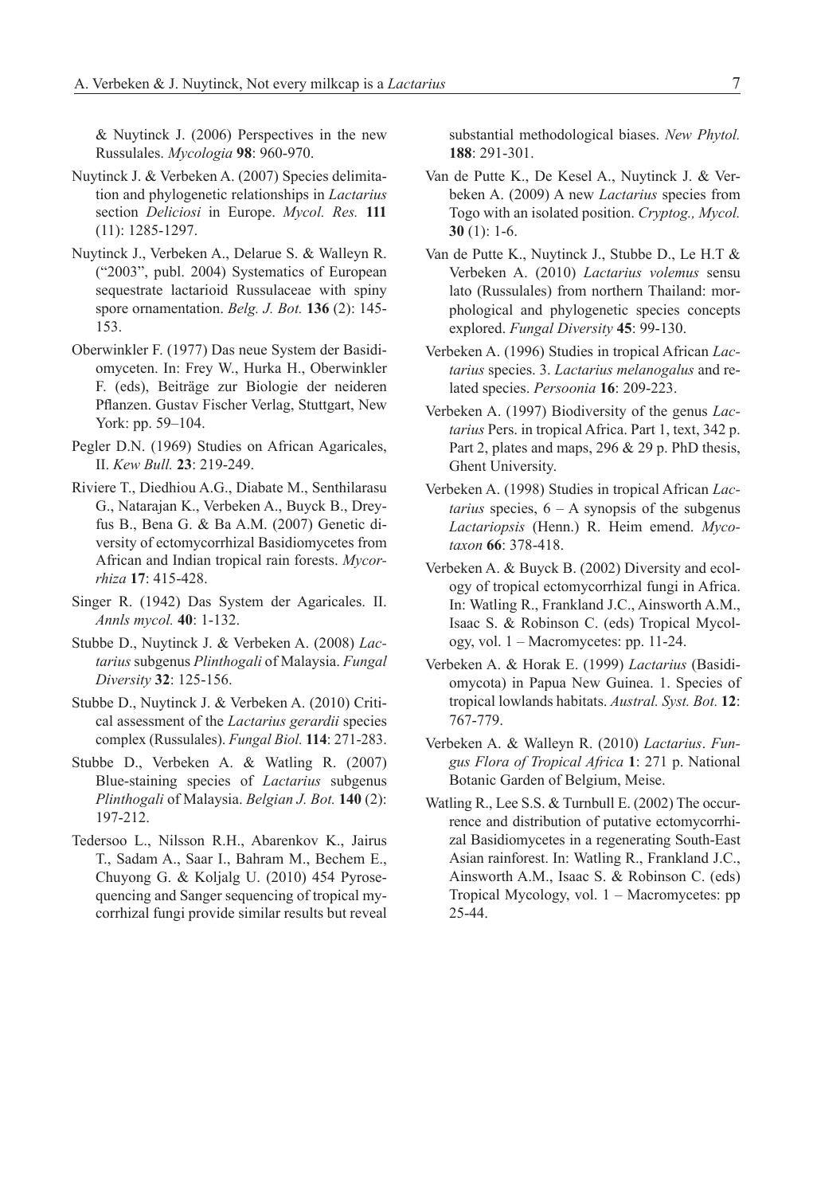& Nuytinck J. (2006) Perspectives in the new Russulales. *Mycologia* **98**: 960-970.

Nuytinck J. & Verbeken A. (2007) Species delimitation and phylogenetic relationships in *Lactarius* section *Deliciosi* in Europe. *Mycol. Res.* **111** (11): 1285-1297.

Nuytinck J., Verbeken A., Delarue S. & Walleyn R. ("2003", publ. 2004) Systematics of European sequestrate lactarioid Russulaceae with spiny spore ornamentation. *Belg. J. Bot.* **136** (2): 145-153.

Oberwinkler F. (1977) Das neue System der Basidiomyceten. In: Frey W., Hurka H., Oberwinkler F. (eds), Beiträge zur Biologie der neideren Pflanzen. Gustav Fischer Verlag, Stuttgart, New York: pp. 59–104.

Pegler D.N. (1969) Studies on African Agaricales, II. *Kew Bull.* **23**: 219-249.

Riviere T., Diedhiou A.G., Diabate M., Senthilarasu G., Natarajan K., Verbeken A., Buyck B., Dreyfus B., Bena G. & Ba A.M. (2007) Genetic diversity of ectomycorrhizal Basidiomycetes from African and Indian tropical rain forests. *Mycorrhiza* **17**: 415-428.

Singer R. (1942) Das System der Agaricales. II. *Annls mycol.* **40**: 1-132.

Stubbe D., Nuytinck J. & Verbeken A. (2008) *Lactarius* subgenus *Plinthogali* of Malaysia. *Fungal Diversity* **32**: 125-156.

Stubbe D., Nuytinck J. & Verbeken A. (2010) Critical assessment of the *Lactarius gerardii* species complex (Russulales). *Fungal Biol.* **114**: 271-283.

Stubbe D., Verbeken A. & Watling R. (2007) Blue-staining species of *Lactarius* subgenus *Plinthogali* of Malaysia. *Belgian J. Bot.* **140** (2): 197-212.

Tedersoo L., Nilsson R.H., Abarenkov K., Jairus T., Sadam A., Saar I., Bahram M., Bechem E., Chuyong G. & Koljalg U. (2010) 454 Pyrosequencing and Sanger sequencing of tropical mycorrhizal fungi provide similar results but reveal substantial methodological biases. *New Phytol.* **188**: 291-301.

Van de Putte K., De Kesel A., Nuytinck J. & Verbeken A. (2009) A new *Lactarius* species from Togo with an isolated position. *Cryptog., Mycol.* **30** (1): 1-6.

Van de Putte K., Nuytinck J., Stubbe D., Le H.T & Verbeken A. (2010) *Lactarius volemus* sensu lato (Russulales) from northern Thailand: morphological and phylogenetic species concepts explored. *Fungal Diversity* **45**: 99-130.

Verbeken A. (1996) Studies in tropical African *Lactarius* species. 3. *Lactarius melanogalus* and related species. *Persoonia* **16**: 209-223.

Verbeken A. (1997) Biodiversity of the genus *Lactarius* Pers. in tropical Africa. Part 1, text, 342 p. Part 2, plates and maps, 296 & 29 p. PhD thesis, Ghent University.

Verbeken A. (1998) Studies in tropical African *Lactarius* species, 6 – A synopsis of the subgenus *Lactariopsis* (Henn.) R. Heim emend. *Mycotaxon* **66**: 378-418.

Verbeken A. & Buyck B. (2002) Diversity and ecology of tropical ectomycorrhizal fungi in Africa. In: Watling R., Frankland J.C., Ainsworth A.M., Isaac S. & Robinson C. (eds) Tropical Mycology, vol. 1 – Macromycetes: pp. 11-24.

Verbeken A. & Horak E. (1999) *Lactarius* (Basidiomycota) in Papua New Guinea. 1. Species of tropical lowlands habitats. *Austral. Syst. Bot.* **12**: 767-779.

Verbeken A. & Walleyn R. (2010) *Lactarius*. *Fungus Flora of Tropical Africa* **1**: 271 p. National Botanic Garden of Belgium, Meise.

Watling R., Lee S.S. & Turnbull E. (2002) The occurrence and distribution of putative ectomycorrhizal Basidiomycetes in a regenerating South-East Asian rainforest. In: Watling R., Frankland J.C., Ainsworth A.M., Isaac S. & Robinson C. (eds) Tropical Mycology, vol. 1 – Macromycetes: pp 25-44.